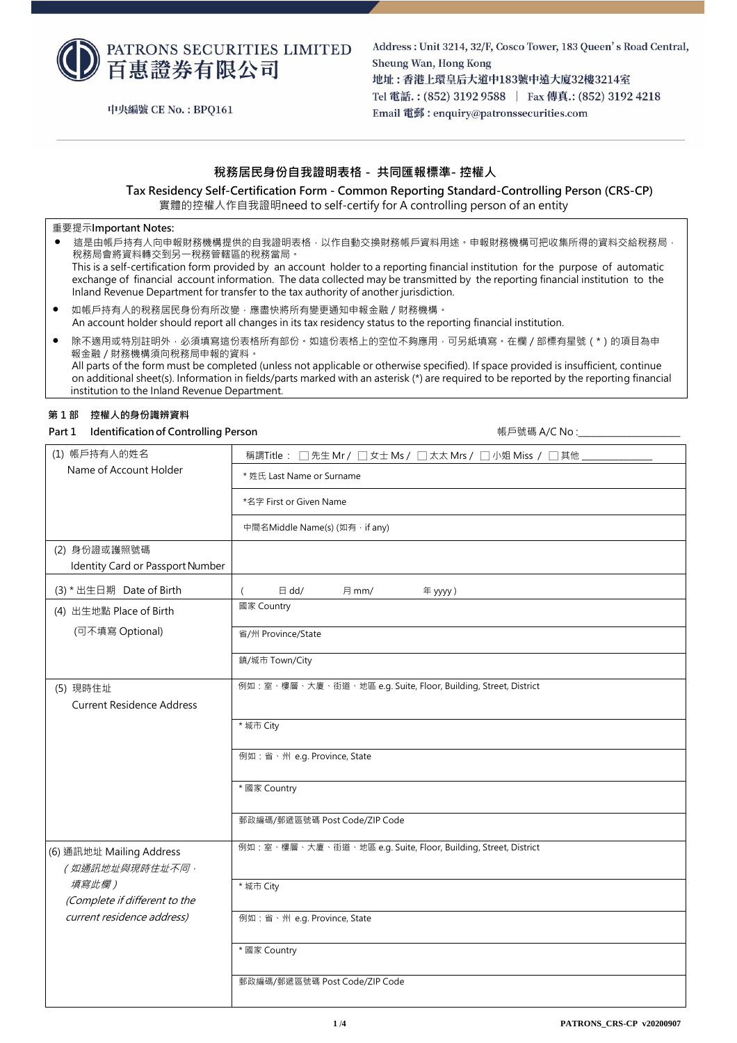PATRONS SECURITIES LIMITED
百惠證券有限公司

中央編號 CE No. : BPQ161

Address : Unit 3214, 32/F, Cosco Tower, 183 Queen's Road Central, Sheung Wan, Hong Kong
地址 : 香港上環皇后大道中183號中遠大廈32樓3214室
Tel 電話. : (852) 3192 9588 | Fax 傳真.: (852) 3192 4218
Email 電郵 : enquiry@patronssecurities.com

## 稅務居民身份自我證明表格 - 共同匯報標準- 控權人

## Tax Residency Self-Certification Form - Common Reporting Standard-Controlling Person (CRS-CP)

實體的控權人作自我證明need to self-certify for A controlling person of an entity

重要提示**Important Notes:**

- 這是由帳戶持有人向申報財務機構提供的自我證明表格，以作自動交換財務帳戶資料用途。申報財務機構可把收集所得的資料交給稅務局，稅務局會將資料轉交到另一稅務管轄區的稅務當局。
  This is a self-certification form provided by an account holder to a reporting financial institution for the purpose of automatic exchange of financial account information. The data collected may be transferred by the reporting financial institution to the Inland Revenue Department for transfer to the tax authority of another jurisdiction.
- 如帳戶持有人的稅務居民身份有所改變，應盡快將所有變更通知申報金融 / 財務機構。
  An account holder should report all changes in its tax residency status to the reporting financial institution.
- 除不適用或特別註明外，必須填寫這份表格所有部份。如這份表格上的空位不夠應用，可另紙填寫。在欄 / 部標有星號 ( * ) 的項目為申報金融 / 財務機構須向稅務局申報的資料。
  All parts of the form must be completed (unless not applicable or otherwise specified). If space provided is insufficient, continue on additional sheet(s). Information in fields/parts marked with an asterisk (*) are required to be reported by the reporting financial institution to the Inland Revenue Department.

### 第 1 部 控權人的身份識辨資料

### Part 1 Identification of Controlling Person

帳戶號碼 A/C No :____________________

| | |
|---|---|
| (1) 帳戶持有人的姓名<br>Name of Account Holder | 稱謂Title : ☐ 先生 Mr / ☐ 女士 Ms / ☐ 太太 Mrs / ☐ 小姐 Miss / ☐ 其他 ______________ |
| | * 姓氏 Last Name or Surname |
| | *名字 First or Given Name |
| | 中間名Middle Name(s) (如有，if any) |
| (2) 身份證或護照號碼<br>Identity Card or Passport Number | |
| (3) * 出生日期 Date of Birth | ( 日 dd/ 月 mm/ 年 yyyy ) |
| (4) 出生地點 Place of Birth<br>(可不填寫 Optional) | 國家 Country |
| | 省/州 Province/State |
| | 鎮/城市 Town/City |
| (5) 現時住址<br>Current Residence Address | 例如：室、樓層、大廈、街道、地區 e.g. Suite, Floor, Building, Street, District |
| | * 城市 City |
| | 例如：省、州 e.g. Province, State |
| | * 國家 Country |
| | 郵政編碼/郵遞區號碼 Post Code/ZIP Code |
| (6) 通訊地址 Mailing Address<br>*(如通訊地址與現時住址不同，填寫此欄)*<br>*(Complete if different to the current residence address)* | 例如：室、樓層、大廈、街道、地區 e.g. Suite, Floor, Building, Street, District |
| | * 城市 City |
| | 例如：省、州 e.g. Province, State |
| | * 國家 Country |
| | 郵政編碼/郵遞區號碼 Post Code/ZIP Code |

PATRONS_CRS-CP v20200907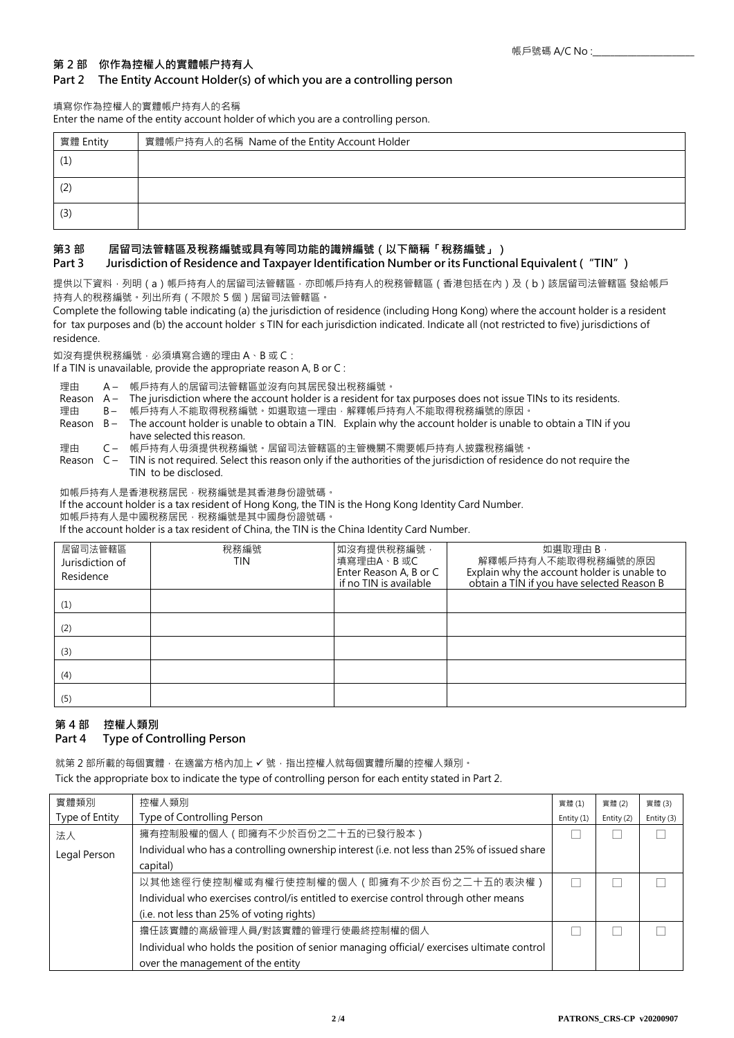帳戶號碼 A/C No :____________________

## 第 2 部 你作為控權人的實體帳户持有人

## Part 2 The Entity Account Holder(s) of which you are a controlling person

填寫你作為控權人的實體帳户持有人的名稱

Enter the name of the entity account holder of which you are a controlling person.

| 實體 Entity | 實體帳户持有人的名稱 Name of the Entity Account Holder |
|---|---|
| (1) | |
| (2) | |
| (3) | |

## 第3 部 居留司法管轄區及稅務編號或具有等同功能的識辨編號（以下簡稱「稅務編號」）

## Part 3 Jurisdiction of Residence and Taxpayer Identification Number or its Functional Equivalent (“TIN”)

提供以下資料，列明（a）帳戶持有人的居留司法管轄區，亦即帳戶持有人的稅務管轄區（香港包括在內）及（b）該居留司法管轄區 發給帳戶持有人的稅務編號。列出所有（不限於 5 個）居留司法管轄區。

Complete the following table indicating (a) the jurisdiction of residence (including Hong Kong) where the account holder is a resident for tax purposes and (b) the account holder s TIN for each jurisdiction indicated. Indicate all (not restricted to five) jurisdictions of residence.

如沒有提供稅務編號，必須填寫合適的理由 A、B 或 C：

If a TIN is unavailable, provide the appropriate reason A, B or C :

理由 A – 帳戶持有人的居留司法管轄區並沒有向其居民發出稅務編號。

Reason A – The jurisdiction where the account holder is a resident for tax purposes does not issue TINs to its residents.

理由 B – 帳戶持有人不能取得稅務編號。如選取這一理由，解釋帳戶持有人不能取得稅務編號的原因。

Reason B – The account holder is unable to obtain a TIN. Explain why the account holder is unable to obtain a TIN if you have selected this reason.

理由 C – 帳戶持有人毋須提供稅務編號。居留司法管轄區的主管機關不需要帳戶持有人披露稅務編號。

Reason C – TIN is not required. Select this reason only if the authorities of the jurisdiction of residence do not require the TIN to be disclosed.

如帳戶持有人是香港稅務居民，稅務編號是其香港身份證號碼。

If the account holder is a tax resident of Hong Kong, the TIN is the Hong Kong Identity Card Number.

如帳戶持有人是中國稅務居民，稅務編號是其中國身份證號碼。

If the account holder is a tax resident of China, the TIN is the China Identity Card Number.

| 居留司法管轄區 Jurisdiction of Residence | 稅務編號 TIN | 如沒有提供稅務編號，填寫理由A、B 或C Enter Reason A, B or C if no TIN is available | 如選取理由 B，解釋帳戶持有人不能取得稅務編號的原因 Explain why the account holder is unable to obtain a TIN if you have selected Reason B |
|---|---|---|---|
| (1) | | | |
| (2) | | | |
| (3) | | | |
| (4) | | | |
| (5) | | | |

## 第 4 部 控權人類別

## Part 4 Type of Controlling Person

就第 2 部所載的每個實體，在適當方格內加上 ✓ 號，指出控權人就每個實體所屬的控權人類別。

Tick the appropriate box to indicate the type of controlling person for each entity stated in Part 2.

| 實體類別 Type of Entity | 控權人類別 Type of Controlling Person | 實體 (1) Entity (1) | 實體 (2) Entity (2) | 實體 (3) Entity (3) |
|---|---|---|---|---|
| 法人 Legal Person | 擁有控制股權的個人（即擁有不少於百份之二十五的已發行股本） Individual who has a controlling ownership interest (i.e. not less than 25% of issued share capital) | ☐ | ☐ | ☐ |
| | 以其他途徑行使控制權或有權行使控制權的個人（即擁有不少於百份之二十五的表決權） Individual who exercises control/is entitled to exercise control through other means (i.e. not less than 25% of voting rights) | ☐ | ☐ | ☐ |
| | 擔任該實體的高級管理人員/對該實體的管理行使最終控制權的個人 Individual who holds the position of senior managing official/ exercises ultimate control over the management of the entity | ☐ | ☐ | ☐ |

PATRONS_CRS-CP v20200907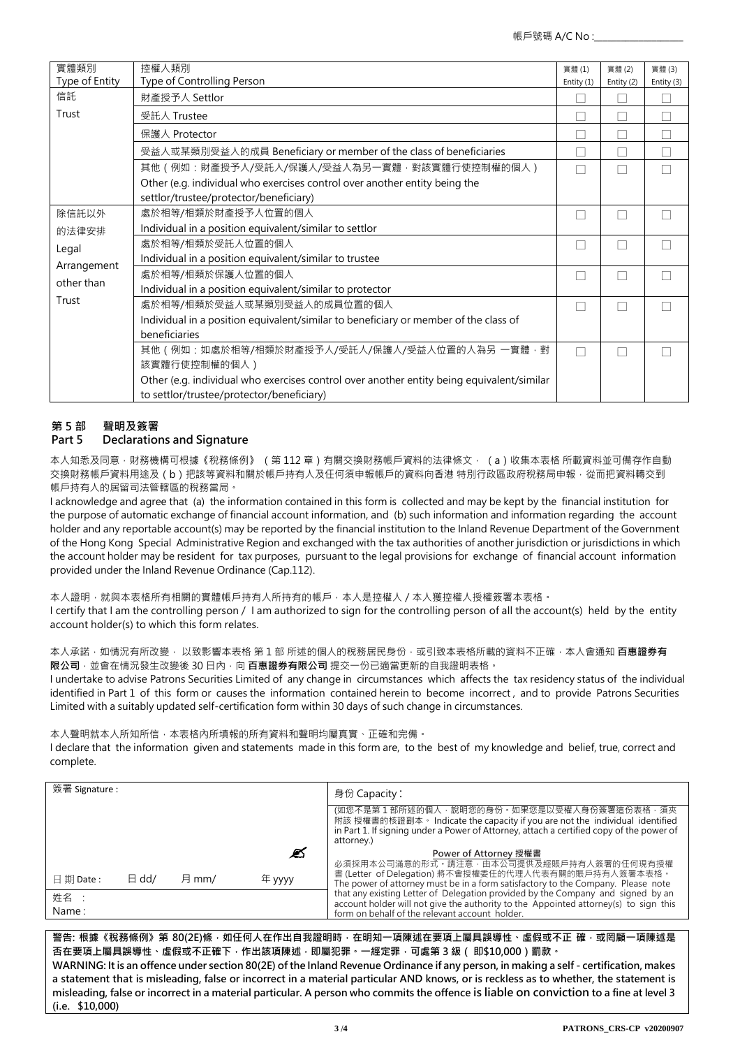帳戶號碼 A/C No :__________________

| 實體類別 Type of Entity | 控權人類別 Type of Controlling Person | 實體 (1) Entity (1) | 實體 (2) Entity (2) | 實體 (3) Entity (3) |
|---|---|---|---|---|
| 信託 Trust | 財產授予人 Settlor | ☐ | ☐ | ☐ |
| | 受託人 Trustee | ☐ | ☐ | ☐ |
| | 保護人 Protector | ☐ | ☐ | ☐ |
| | 受益人或某類別受益人的成員 Beneficiary or member of the class of beneficiaries | ☐ | ☐ | ☐ |
| | 其他（例如：財產授予人/受託人/保護人/受益人為另一實體，對該實體行使控制權的個人） Other (e.g. individual who exercises control over another entity being the settlor/trustee/protector/beneficiary) | ☐ | ☐ | ☐ |
| 除信託以外的法律安排 Legal Arrangement other than Trust | 處於相等/相類於財產授予人位置的個人 Individual in a position equivalent/similar to settlor | ☐ | ☐ | ☐ |
| | 處於相等/相類於受託人位置的個人 Individual in a position equivalent/similar to trustee | ☐ | ☐ | ☐ |
| | 處於相等/相類於保護人位置的個人 Individual in a position equivalent/similar to protector | ☐ | ☐ | ☐ |
| | 處於相等/相類於受益人或某類別受益人的成員位置的個人 Individual in a position equivalent/similar to beneficiary or member of the class of beneficiaries | ☐ | ☐ | ☐ |
| | 其他（例如：如處於相等/相類於財產授予人/受託人/保護人/受益人位置的人為另 一實體，對該實體行使控制權的個人） Other (e.g. individual who exercises control over another entity being equivalent/similar to settlor/trustee/protector/beneficiary) | ☐ | ☐ | ☐ |

## 第 5 部 聲明及簽署
## Part 5 Declarations and Signature

本人知悉及同意，財務機構可根據《稅務條例》（第 112 章）有關交換財務帳戶資料的法律條文，（a）收集本表格 所載資料並可備存作自動交換財務帳戶資料用途及（b）把該等資料和關於帳戶持有人及任何須申報帳戶的資料向香港 特別行政區政府稅務局申報，從而把資料轉交到帳戶持有人的居留司法管轄區的稅務當局。

I acknowledge and agree that (a) the information contained in this form is collected and may be kept by the financial institution for the purpose of automatic exchange of financial account information, and (b) such information and information regarding the account holder and any reportable account(s) may be reported by the financial institution to the Inland Revenue Department of the Government of the Hong Kong Special Administrative Region and exchanged with the tax authorities of another jurisdiction or jurisdictions in which the account holder may be resident for tax purposes, pursuant to the legal provisions for exchange of financial account information provided under the Inland Revenue Ordinance (Cap.112).

本人證明，就與本表格所有相關的實體帳戶持有人所持有的帳戶，本人是控權人 / 本人獲控權人授權簽署本表格。

I certify that I am the controlling person / I am authorized to sign for the controlling person of all the account(s) held by the entity account holder(s) to which this form relates.

本人承諾，如情況有所改變，以致影響本表格 第 1 部 所述的個人的稅務居民身份，或引致本表格所載的資料不正確，本人會通知 **百惠證券有限公司**，並會在情況發生改變後 30 日內，向 **百惠證券有限公司** 提交一份已適當更新的自我證明表格。

I undertake to advise Patrons Securities Limited of any change in circumstances which affects the tax residency status of the individual identified in Part 1 of this form or causes the information contained herein to become incorrect, and to provide Patrons Securities Limited with a suitably updated self-certification form within 30 days of such change in circumstances.

本人聲明就本人所知所信，本表格內所填報的所有資料和聲明均屬真實、正確和完備。

I declare that the information given and statements made in this form are, to the best of my knowledge and belief, true, correct and complete.

| 簽署 Signature : | 身份 Capacity : |
|---|---|
| | (如您不是第 1 部所述的個人，說明您的身份。如果您是以受權人身份簽署這份表格，須夾附該 授權書的核證副本。 Indicate the capacity if you are not the individual identified in Part 1. If signing under a Power of Attorney, attach a certified copy of the power of attorney.) |
| 日期 Date : 日 dd/ 月 mm/ 年 yyyy | **Power of Attorney 授權書** 必須採用本公司滿意的形式。請注意，由本公司提供及經賬戶持有人簽署的任何現有授權書 (Letter of Delegation) 將不會授權委任的代理人代表有關的賬戶持有人簽署本表格。 The power of attorney must be in a form satisfactory to the Company. Please note that any existing Letter of Delegation provided by the Company and signed by an account holder will not give the authority to the Appointed attorney(s) to sign this form on behalf of the relevant account holder. |
| 姓名 : Name : | |

**警告: 根據《稅務條例》第 80(2E)條，如任何人在作出自我證明時，在明知一項陳述在要項上屬具誤導性、虛假或不正 確，或罔顧一項陳述是否在要項上屬具誤導性、虛假或不正確下，作出該項陳述，即屬犯罪。一經定罪，可處第 3 級（即$10,000）罰款。**

**WARNING: It is an offence under section 80(2E) of the Inland Revenue Ordinance if any person, in making a self - certification, makes a statement that is misleading, false or incorrect in a material particular AND knows, or is reckless as to whether, the statement is misleading, false or incorrect in a material particular. A person who commits the offence is liable on conviction to a fine at level 3 (i.e. $10,000)**

PATRONS_CRS-CP v20200907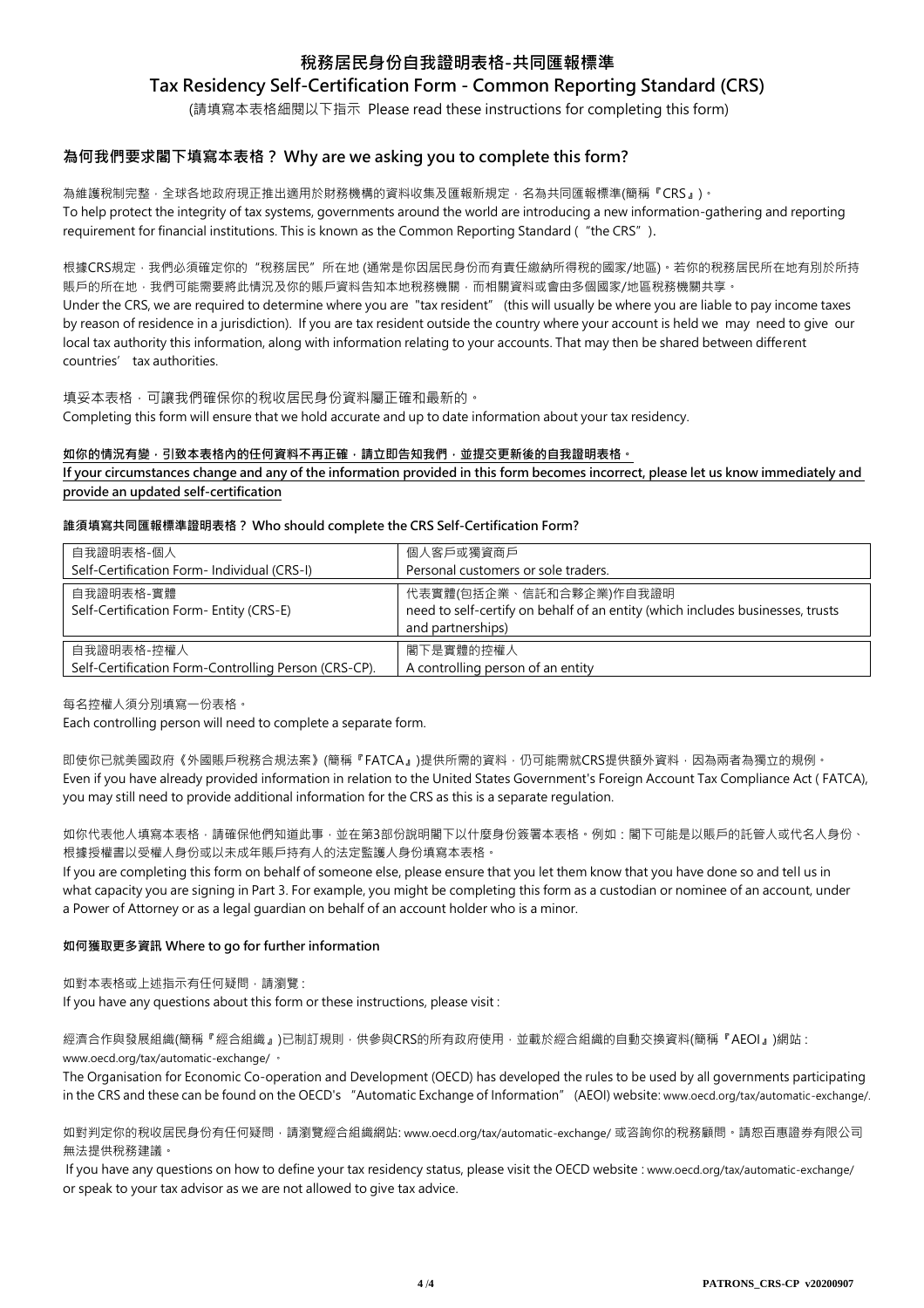# 稅務居民身份自我證明表格-共同匯報標準

# Tax Residency Self-Certification Form - Common Reporting Standard (CRS)

(請填寫本表格細閱以下指示 Please read these instructions for completing this form)

## 為何我們要求閣下填寫本表格？ Why are we asking you to complete this form?

為維護稅制完整，全球各地政府現正推出適用於財務機構的資料收集及匯報新規定，名為共同匯報標準(簡稱『CRS』)。
To help protect the integrity of tax systems, governments around the world are introducing a new information-gathering and reporting requirement for financial institutions. This is known as the Common Reporting Standard ("the CRS").

根據CRS規定，我們必須確定你的"稅務居民"所在地 (通常是你因居民身份而有責任繳納所得稅的國家/地區)。若你的稅務居民所在地有別於所持賬戶的所在地，我們可能需要將此情況及你的賬戶資料告知本地稅務機關，而相關資料或會由多個國家/地區稅務機關共享。
Under the CRS, we are required to determine where you are "tax resident" (this will usually be where you are liable to pay income taxes by reason of residence in a jurisdiction). If you are tax resident outside the country where your account is held we may need to give our local tax authority this information, along with information relating to your accounts. That may then be shared between different countries' tax authorities.

填妥本表格，可讓我們確保你的稅收居民身份資料屬正確和最新的。
Completing this form will ensure that we hold accurate and up to date information about your tax residency.

**如你的情況有變，引致本表格內的任何資料不再正確，請立即告知我們，並提交更新後的自我證明表格。**
**If your circumstances change and any of the information provided in this form becomes incorrect, please let us know immediately and provide an updated self-certification**

### 誰須填寫共同匯報標準證明表格？ Who should complete the CRS Self-Certification Form?

| | |
|---|---|
| 自我證明表格-個人<br>Self-Certification Form- Individual (CRS-I) | 個人客戶或獨資商戶<br>Personal customers or sole traders. |
| 自我證明表格-實體<br>Self-Certification Form- Entity (CRS-E) | 代表實體(包括企業、信託和合夥企業)作自我證明<br>need to self-certify on behalf of an entity (which includes businesses, trusts and partnerships) |
| 自我證明表格-控權人<br>Self-Certification Form-Controlling Person (CRS-CP). | 閣下是實體的控權人<br>A controlling person of an entity |

每名控權人須分別填寫一份表格。
Each controlling person will need to complete a separate form.

即使你已就美國政府《外國賬戶稅務合規法案》(簡稱『FATCA』)提供所需的資料，仍可能需就CRS提供額外資料，因為兩者為獨立的規例。
Even if you have already provided information in relation to the United States Government's Foreign Account Tax Compliance Act ( FATCA), you may still need to provide additional information for the CRS as this is a separate regulation.

如你代表他人填寫本表格，請確保他們知道此事，並在第3部份說明閣下以什麼身份簽署本表格。例如：閣下可能是以賬戶的託管人或代名人身份、根據授權書以受權人身份或以未成年賬戶持有人的法定監護人身份填寫本表格。
If you are completing this form on behalf of someone else, please ensure that you let them know that you have done so and tell us in what capacity you are signing in Part 3. For example, you might be completing this form as a custodian or nominee of an account, under a Power of Attorney or as a legal guardian on behalf of an account holder who is a minor.

### 如何獲取更多資訊 Where to go for further information

如對本表格或上述指示有任何疑問，請瀏覽：
If you have any questions about this form or these instructions, please visit :

經濟合作與發展組織(簡稱『經合組織』)已制訂規則，供參與CRS的所有政府使用，並載於經合組織的自動交換資料(簡稱『AEOI』)網站：www.oecd.org/tax/automatic-exchange/ 。
The Organisation for Economic Co-operation and Development (OECD) has developed the rules to be used by all governments participating in the CRS and these can be found on the OECD's "Automatic Exchange of Information" (AEOI) website: www.oecd.org/tax/automatic-exchange/.

如對判定你的稅收居民身份有任何疑問，請瀏覽經合組織網站: www.oecd.org/tax/automatic-exchange/ 或咨詢你的稅務顧問。請恕百惠證券有限公司無法提供稅務建議。
If you have any questions on how to define your tax residency status, please visit the OECD website : www.oecd.org/tax/automatic-exchange/ or speak to your tax advisor as we are not allowed to give tax advice.

PATRONS_CRS-CP v20200907